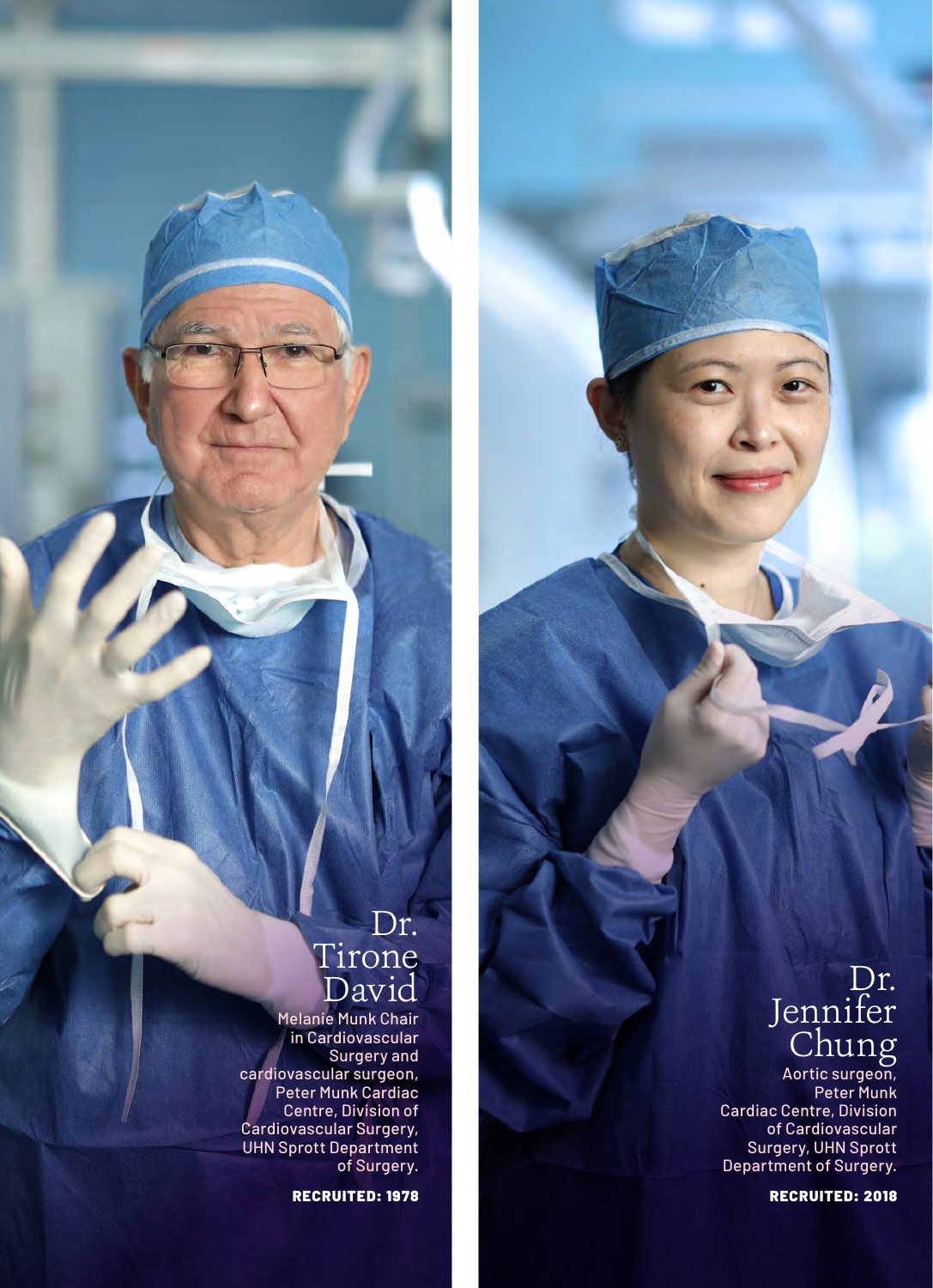## Dr. Tirone David

Melanie Munk Chair in Cardiovascular Surgery and cardiovascular surgeon, Peter Munk Cardiac Centre, Division of Cardiovascular Surgery, UHN Sprott Department of Surgery.

**RECRUITED: 1978**

## Dr. Jennifer Chung

Aortic surgeon, Peter Munk Cardiac Centre, Division of Cardiovascular Surgery, UHN Sprott Department of Surgery.

**RECRUITED: 2018**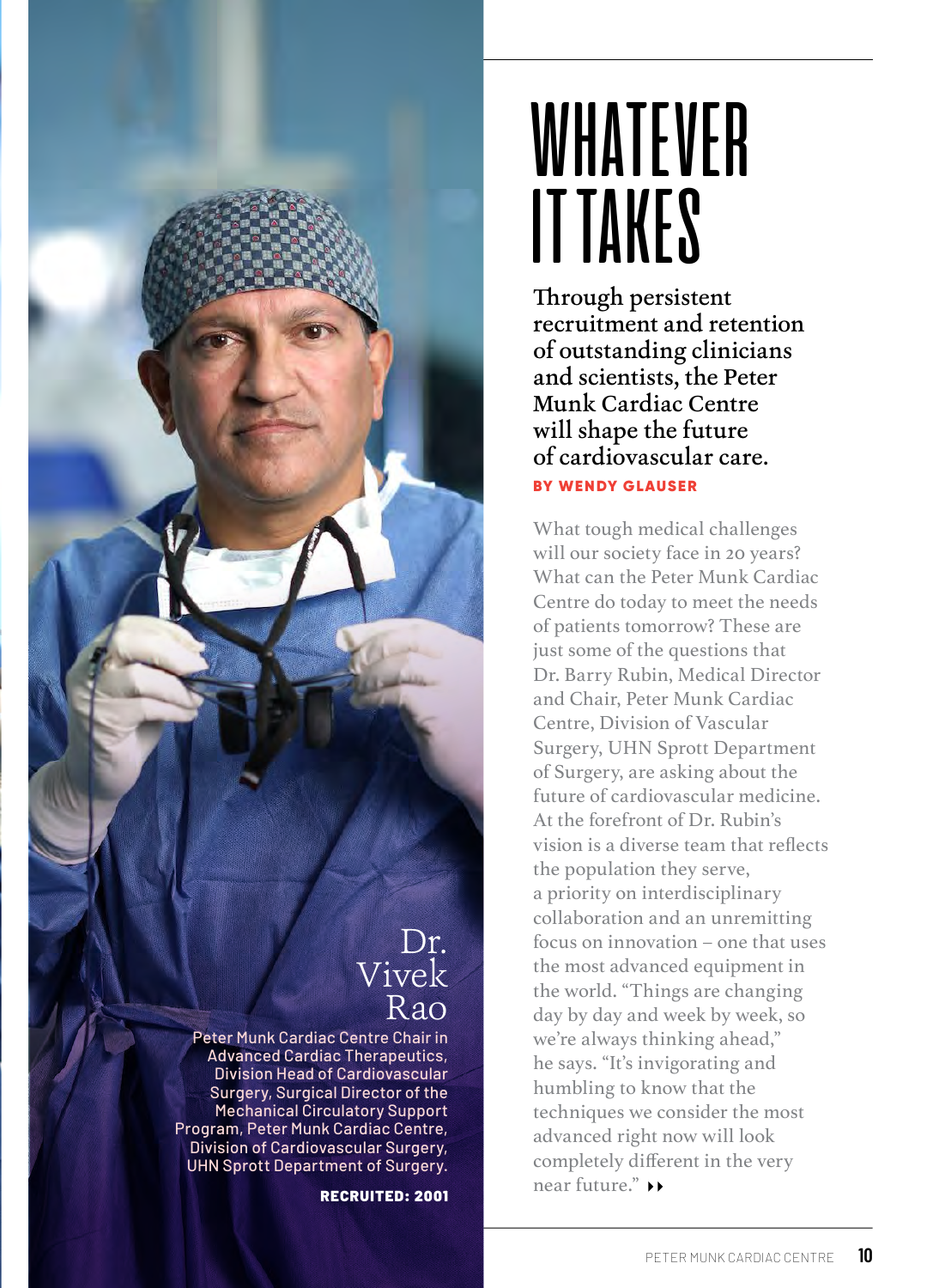# WHATEVER IT TAKES

**Through persistent recruitment and retention of outstanding clinicians and scientists, the Peter Munk Cardiac Centre will shape the future of cardiovascular care.**

**BY WENDY GLAUSER**

What tough medical challenges will our society face in 20 years? What can the Peter Munk Cardiac Centre do today to meet the needs of patients tomorrow? These are just some of the questions that Dr. Barry Rubin, Medical Director and Chair, Peter Munk Cardiac Centre, Division of Vascular Surgery, UHN Sprott Department of Surgery, are asking about the future of cardiovascular medicine. At the forefront of Dr. Rubin's vision is a diverse team that reflects the population they serve, a priority on interdisciplinary collaboration and an unremitting focus on innovation – one that uses the most advanced equipment in the world. "Things are changing day by day and week by week, so we're always thinking ahead," he says. "It's invigorating and humbling to know that the techniques we consider the most advanced right now will look completely different in the very near future." ▸▸

## Dr. Vivek Rao

Peter Munk Cardiac Centre Chair in Advanced Cardiac Therapeutics, Division Head of Cardiovascular Surgery, Surgical Director of the Mechanical Circulatory Support Program, Peter Munk Cardiac Centre, Division of Cardiovascular Surgery, UHN Sprott Department of Surgery.

**RECRUITED: 2001**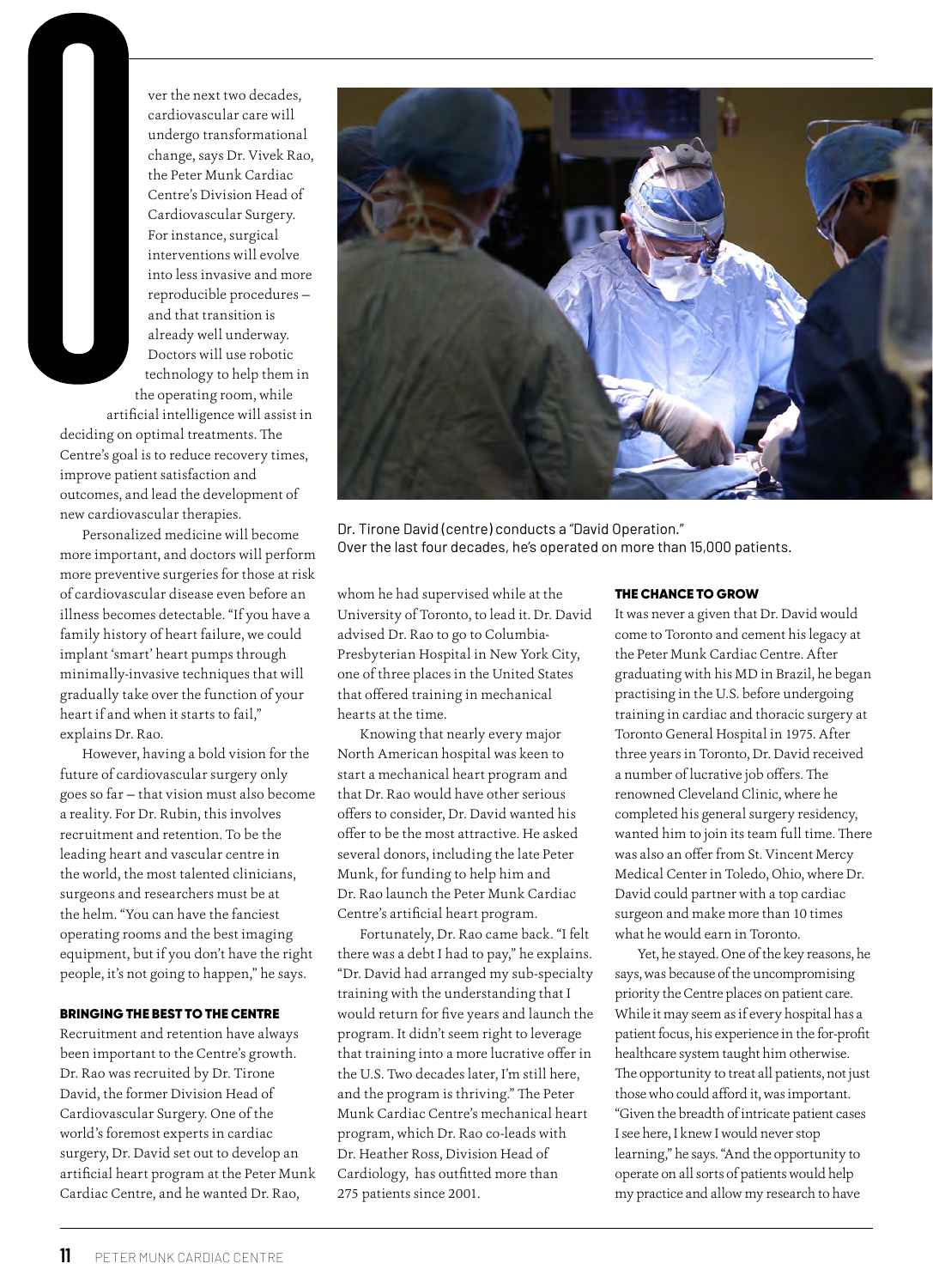Over the next two decades, cardiovascular care will undergo transformational change, says Dr. Vivek Rao, the Peter Munk Cardiac Centre's Division Head of Cardiovascular Surgery. For instance, surgical interventions will evolve into less invasive and more reproducible procedures – and that transition is already well underway. Doctors will use robotic technology to help them in the operating room, while artificial intelligence will assist in deciding on optimal treatments. The Centre's goal is to reduce recovery times, improve patient satisfaction and outcomes, and lead the development of new cardiovascular therapies.

Personalized medicine will become more important, and doctors will perform more preventive surgeries for those at risk of cardiovascular disease even before an illness becomes detectable. "If you have a family history of heart failure, we could implant 'smart' heart pumps through minimally-invasive techniques that will gradually take over the function of your heart if and when it starts to fail," explains Dr. Rao.

However, having a bold vision for the future of cardiovascular surgery only goes so far – that vision must also become a reality. For Dr. Rubin, this involves recruitment and retention. To be the leading heart and vascular centre in the world, the most talented clinicians, surgeons and researchers must be at the helm. "You can have the fanciest operating rooms and the best imaging equipment, but if you don't have the right people, it's not going to happen," he says.

Dr. Tirone David (centre) conducts a "David Operation." Over the last four decades, he's operated on more than 15,000 patients.

## BRINGING THE BEST TO THE CENTRE

Recruitment and retention have always been important to the Centre's growth. Dr. Rao was recruited by Dr. Tirone David, the former Division Head of Cardiovascular Surgery. One of the world's foremost experts in cardiac surgery, Dr. David set out to develop an artificial heart program at the Peter Munk Cardiac Centre, and he wanted Dr. Rao, whom he had supervised while at the University of Toronto, to lead it. Dr. David advised Dr. Rao to go to Columbia-Presbyterian Hospital in New York City, one of three places in the United States that offered training in mechanical hearts at the time.

Knowing that nearly every major North American hospital was keen to start a mechanical heart program and that Dr. Rao would have other serious offers to consider, Dr. David wanted his offer to be the most attractive. He asked several donors, including the late Peter Munk, for funding to help him and Dr. Rao launch the Peter Munk Cardiac Centre's artificial heart program.

Fortunately, Dr. Rao came back. "I felt there was a debt I had to pay," he explains. "Dr. David had arranged my sub-specialty training with the understanding that I would return for five years and launch the program. It didn't seem right to leverage that training into a more lucrative offer in the U.S. Two decades later, I'm still here, and the program is thriving." The Peter Munk Cardiac Centre's mechanical heart program, which Dr. Rao co-leads with Dr. Heather Ross, Division Head of Cardiology, has outfitted more than 275 patients since 2001.

## THE CHANCE TO GROW

It was never a given that Dr. David would come to Toronto and cement his legacy at the Peter Munk Cardiac Centre. After graduating with his MD in Brazil, he began practising in the U.S. before undergoing training in cardiac and thoracic surgery at Toronto General Hospital in 1975. After three years in Toronto, Dr. David received a number of lucrative job offers. The renowned Cleveland Clinic, where he completed his general surgery residency, wanted him to join its team full time. There was also an offer from St. Vincent Mercy Medical Center in Toledo, Ohio, where Dr. David could partner with a top cardiac surgeon and make more than 10 times what he would earn in Toronto.

Yet, he stayed. One of the key reasons, he says, was because of the uncompromising priority the Centre places on patient care. While it may seem as if every hospital has a patient focus, his experience in the for-profit healthcare system taught him otherwise. The opportunity to treat all patients, not just those who could afford it, was important. "Given the breadth of intricate patient cases I see here, I knew I would never stop learning," he says. "And the opportunity to operate on all sorts of patients would help my practice and allow my research to have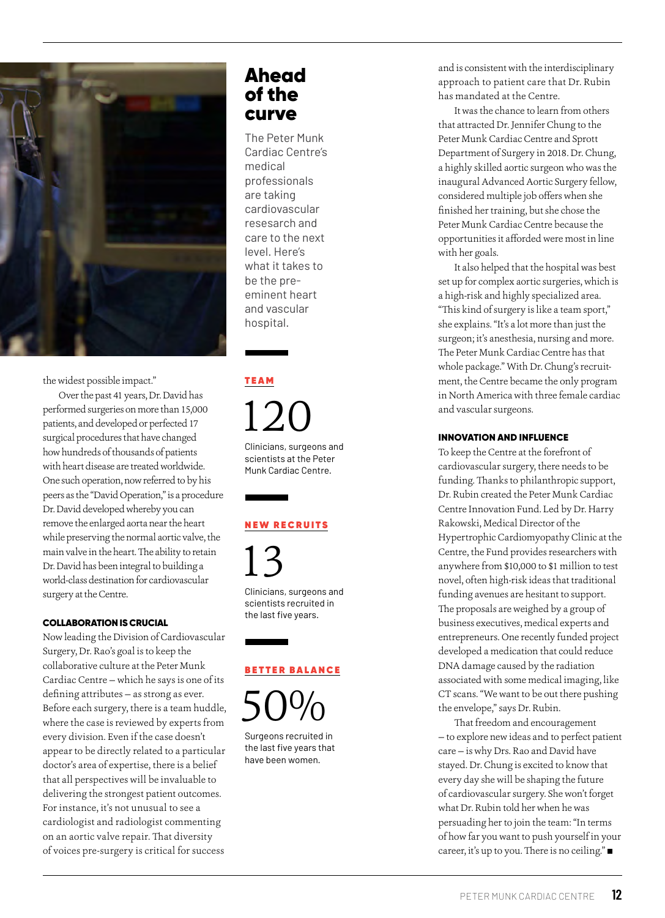the widest possible impact."

Over the past 41 years, Dr. David has performed surgeries on more than 15,000 patients, and developed or perfected 17 surgical procedures that have changed how hundreds of thousands of patients with heart disease are treated worldwide. One such operation, now referred to by his peers as the "David Operation," is a procedure Dr. David developed whereby you can remove the enlarged aorta near the heart while preserving the normal aortic valve, the main valve in the heart. The ability to retain Dr. David has been integral to building a world-class destination for cardiovascular surgery at the Centre.

### COLLABORATION IS CRUCIAL

Now leading the Division of Cardiovascular Surgery, Dr. Rao's goal is to keep the collaborative culture at the Peter Munk Cardiac Centre – which he says is one of its defining attributes – as strong as ever. Before each surgery, there is a team huddle, where the case is reviewed by experts from every division. Even if the case doesn't appear to be directly related to a particular doctor's area of expertise, there is a belief that all perspectives will be invaluable to delivering the strongest patient outcomes. For instance, it's not unusual to see a cardiologist and radiologist commenting on an aortic valve repair. That diversity of voices pre-surgery is critical for success and is consistent with the interdisciplinary approach to patient care that Dr. Rubin has mandated at the Centre.

It was the chance to learn from others that attracted Dr. Jennifer Chung to the Peter Munk Cardiac Centre and Sprott Department of Surgery in 2018. Dr. Chung, a highly skilled aortic surgeon who was the inaugural Advanced Aortic Surgery fellow, considered multiple job offers when she finished her training, but she chose the Peter Munk Cardiac Centre because the opportunities it afforded were most in line with her goals.

It also helped that the hospital was best set up for complex aortic surgeries, which is a high-risk and highly specialized area. "This kind of surgery is like a team sport," she explains. "It's a lot more than just the surgeon; it's anesthesia, nursing and more. The Peter Munk Cardiac Centre has that whole package." With Dr. Chung's recruitment, the Centre became the only program in North America with three female cardiac and vascular surgeons.

### INNOVATION AND INFLUENCE

To keep the Centre at the forefront of cardiovascular surgery, there needs to be funding. Thanks to philanthropic support, Dr. Rubin created the Peter Munk Cardiac Centre Innovation Fund. Led by Dr. Harry Rakowski, Medical Director of the Hypertrophic Cardiomyopathy Clinic at the Centre, the Fund provides researchers with anywhere from $10,000 to $1 million to test novel, often high-risk ideas that traditional funding avenues are hesitant to support. The proposals are weighed by a group of business executives, medical experts and entrepreneurs. One recently funded project developed a medication that could reduce DNA damage caused by the radiation associated with some medical imaging, like CT scans. "We want to be out there pushing the envelope," says Dr. Rubin.

That freedom and encouragement – to explore new ideas and to perfect patient care – is why Drs. Rao and David have stayed. Dr. Chung is excited to know that every day she will be shaping the future of cardiovascular surgery. She won't forget what Dr. Rubin told her when he was persuading her to join the team: "In terms of how far you want to push yourself in your career, it's up to you. There is no ceiling." ■

## Ahead of the curve

The Peter Munk Cardiac Centre's medical professionals are taking cardiovascular reseasrch and care to the next level. Here's what it takes to be the pre-eminent heart and vascular hospital.

**TEAM**

120

Clinicians, surgeons and scientists at the Peter Munk Cardiac Centre.

**NEW RECRUITS**

13

Clinicians, surgeons and scientists recruited in the last five years.

**BETTER BALANCE**

50%

Surgeons recruited in the last five years that have been women.